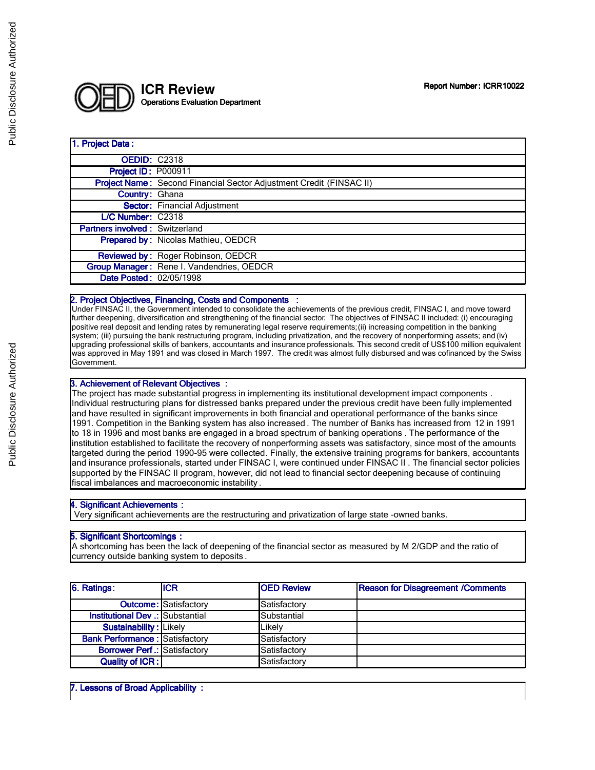# ICR Review

Operations Evaluation Department

Report Number : ICRR10022

## 1. Project Data :

| | |
|---|---|
| OEDID: | C2318 |
| Project ID : | P000911 |
| Project Name : | Second Financial Sector Adjustment Credit (FINSAC II) |
| Country: | Ghana |
| Sector: | Financial Adjustment |
| L/C Number: | C2318 |
| Partners involved : | Switzerland |
| Prepared by : | Nicolas Mathieu, OEDCR |
| Reviewed by : | Roger Robinson, OEDCR |
| Group Manager : | Rene I. Vandendries, OEDCR |
| Date Posted : | 02/05/1998 |

## 2. Project Objectives, Financing, Costs and Components :

Under FINSAC II, the Government intended to consolidate the achievements of the previous credit, FINSAC I, and move toward further deepening, diversification and strengthening of the financial sector. The objectives of FINSAC II included: (i) encouraging positive real deposit and lending rates by remunerating legal reserve requirements; (ii) increasing competition in the banking system; (iii) pursuing the bank restructuring program, including privatization, and the recovery of nonperforming assets; and (iv) upgrading professional skills of bankers, accountants and insurance professionals. This second credit of US$100 million equivalent was approved in May 1991 and was closed in March 1997. The credit was almost fully disbursed and was cofinanced by the Swiss Government.

## 3. Achievement of Relevant Objectives :

The project has made substantial progress in implementing its institutional development impact components . Individual restructuring plans for distressed banks prepared under the previous credit have been fully implemented and have resulted in significant improvements in both financial and operational performance of the banks since 1991. Competition in the Banking system has also increased . The number of Banks has increased from 12 in 1991 to 18 in 1996 and most banks are engaged in a broad spectrum of banking operations . The performance of the institution established to facilitate the recovery of nonperforming assets was satisfactory, since most of the amounts targeted during the period 1990-95 were collected. Finally, the extensive training programs for bankers, accountants and insurance professionals, started under FINSAC I, were continued under FINSAC II . The financial sector policies supported by the FINSAC II program, however, did not lead to financial sector deepening because of continuing fiscal imbalances and macroeconomic instability .

## 4. Significant Achievements :

Very significant achievements are the restructuring and privatization of large state -owned banks.

## 5. Significant Shortcomings :

A shortcoming has been the lack of deepening of the financial sector as measured by M 2/GDP and the ratio of currency outside banking system to deposits .

## 6. Ratings:

| 6. Ratings: | ICR | OED Review | Reason for Disagreement /Comments |
|---|---|---|---|
| Outcome: | Satisfactory | Satisfactory | |
| Institutional Dev .: | Substantial | Substantial | |
| Sustainability : | Likely | Likely | |
| Bank Performance : | Satisfactory | Satisfactory | |
| Borrower Perf .: | Satisfactory | Satisfactory | |
| Quality of ICR : | | Satisfactory | |

## 7. Lessons of Broad Applicability :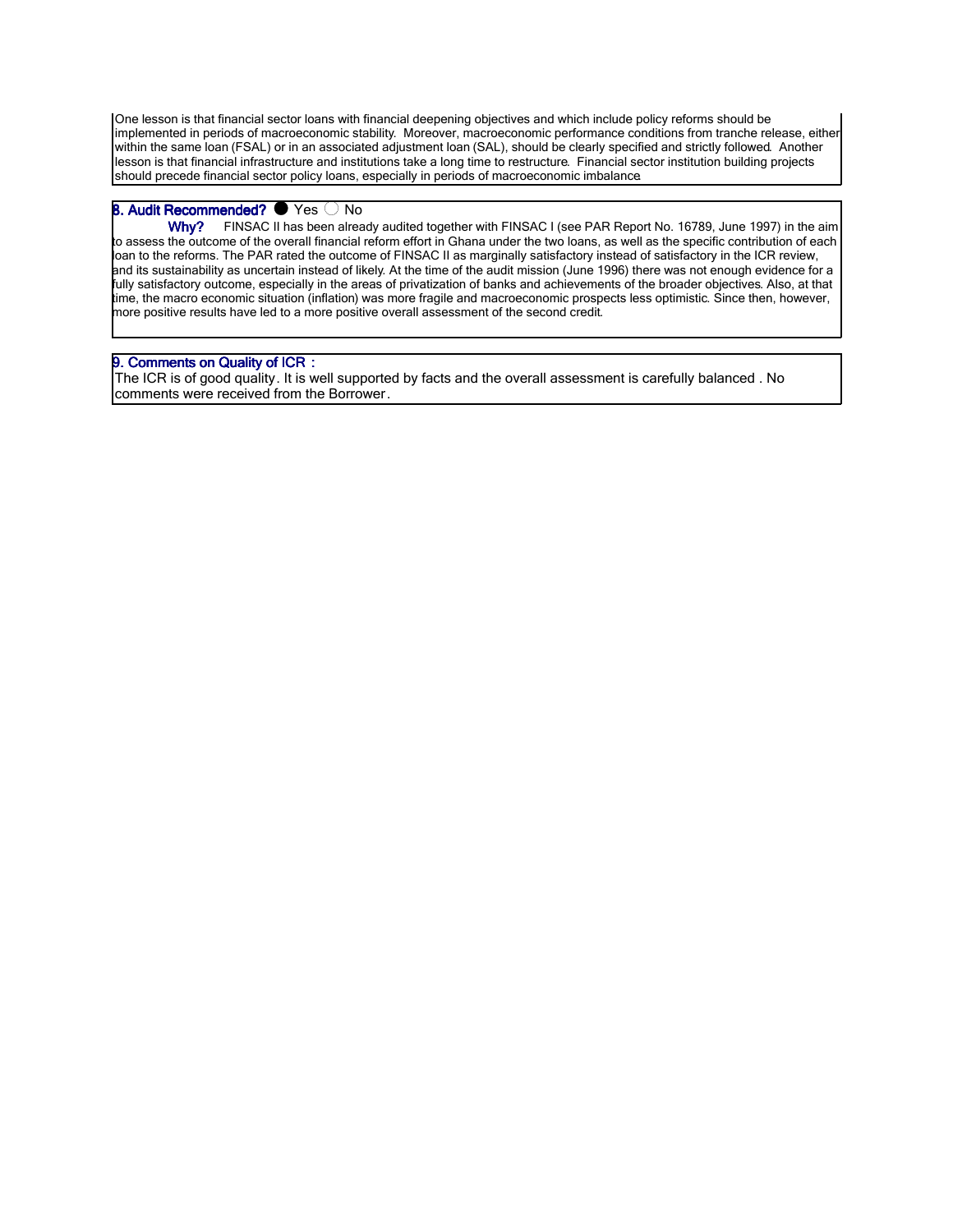One lesson is that financial sector loans with financial deepening objectives and which include policy reforms should be implemented in periods of macroeconomic stability. Moreover, macroeconomic performance conditions from tranche release, either within the same loan (FSAL) or in an associated adjustment loan (SAL), should be clearly specified and strictly followed. Another lesson is that financial infrastructure and institutions take a long time to restructure. Financial sector institution building projects should precede financial sector policy loans, especially in periods of macroeconomic imbalance.

## 8. Audit Recommended? ● Yes ○ No

**Why?** FINSAC II has been already audited together with FINSAC I (see PAR Report No. 16789, June 1997) in the aim to assess the outcome of the overall financial reform effort in Ghana under the two loans, as well as the specific contribution of each loan to the reforms. The PAR rated the outcome of FINSAC II as marginally satisfactory instead of satisfactory in the ICR review, and its sustainability as uncertain instead of likely. At the time of the audit mission (June 1996) there was not enough evidence for a fully satisfactory outcome, especially in the areas of privatization of banks and achievements of the broader objectives. Also, at that time, the macro economic situation (inflation) was more fragile and macroeconomic prospects less optimistic. Since then, however, more positive results have led to a more positive overall assessment of the second credit.

## 9. Comments on Quality of ICR :

The ICR is of good quality. It is well supported by facts and the overall assessment is carefully balanced. No comments were received from the Borrower.